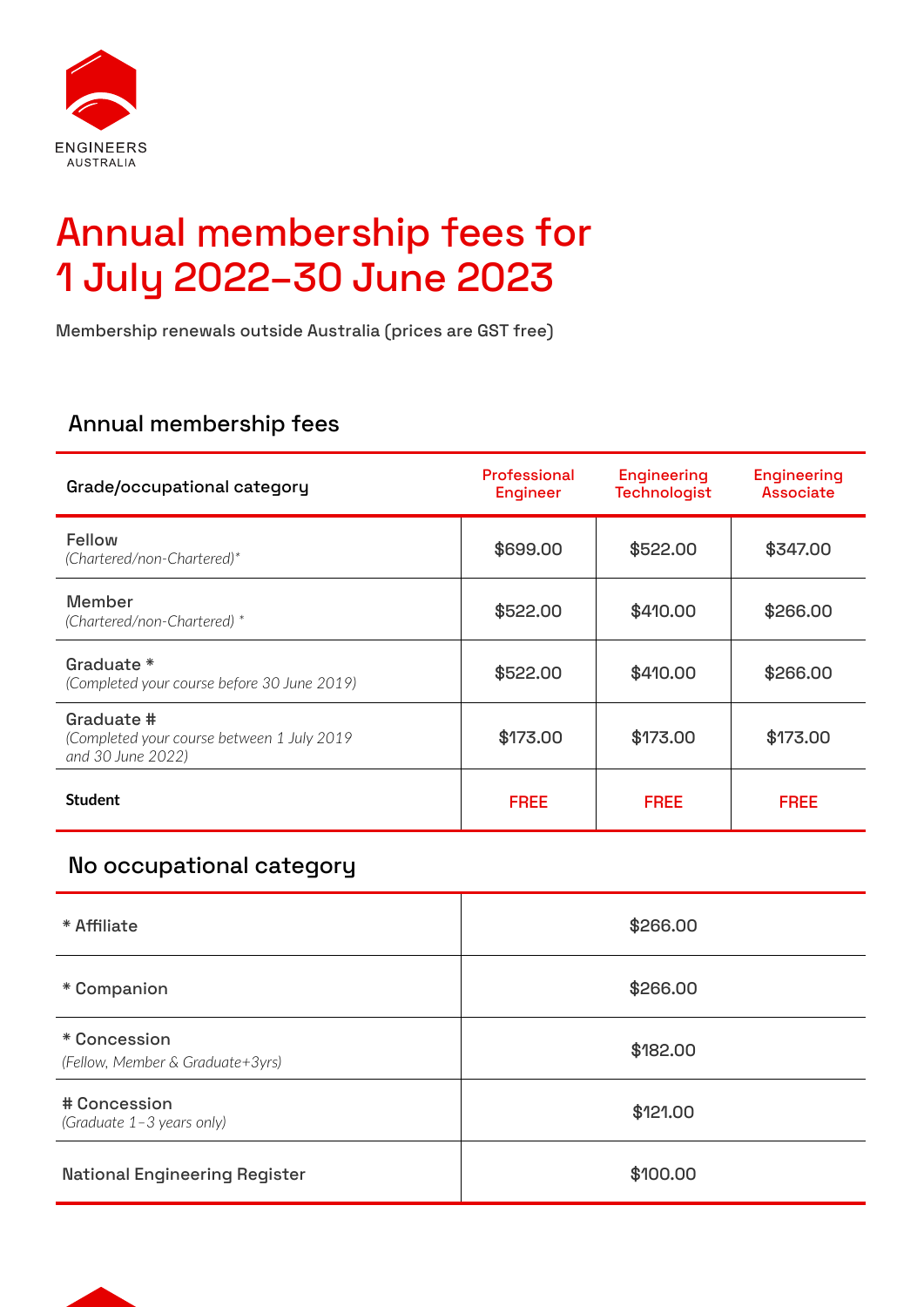ENGINEERS AUSTRALIA

# Annual membership fees for 1 July 2022–30 June 2023

Membership renewals outside Australia (prices are GST free)

## Annual membership fees

| Grade/occupational category | Professional Engineer | Engineering Technologist | Engineering Associate |
|---|---|---|---|
| Fellow *(Chartered/non-Chartered)** | $699.00 | $522.00 | $347.00 |
| Member *(Chartered/non-Chartered) ** | $522.00 | $410.00 | $266.00 |
| Graduate * *(Completed your course before 30 June 2019)* | $522.00 | $410.00 | $266.00 |
| Graduate # *(Completed your course between 1 July 2019 and 30 June 2022)* | $173.00 | $173.00 | $173.00 |
| **Student** | FREE | FREE | FREE |

## No occupational category

| | |
|---|---|
| * Affiliate | $266.00 |
| * Companion | $266.00 |
| * Concession *(Fellow, Member & Graduate+3yrs)* | $182.00 |
| # Concession *(Graduate 1–3 years only)* | $121.00 |
| National Engineering Register | $100.00 |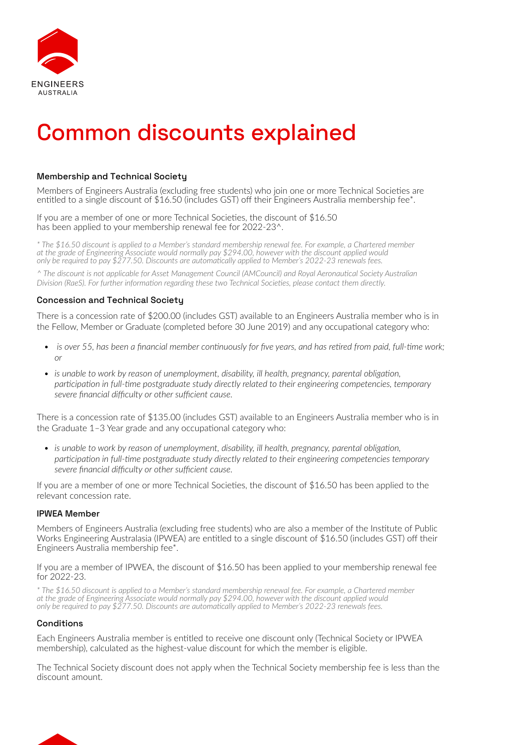# Common discounts explained

### Membership and Technical Society

Members of Engineers Australia (excluding free students) who join one or more Technical Societies are entitled to a single discount of $16.50 (includes GST) off their Engineers Australia membership fee*.

If you are a member of one or more Technical Societies, the discount of $16.50 has been applied to your membership renewal fee for 2022-23^.

*\* The $16.50 discount is applied to a Member's standard membership renewal fee. For example, a Chartered member at the grade of Engineering Associate would normally pay $294.00, however with the discount applied would only be required to pay $277.50. Discounts are automatically applied to Member's 2022-23 renewals fees.*

*^ The discount is not applicable for Asset Management Council (AMCouncil) and Royal Aeronautical Society Australian Division (RaeS). For further information regarding these two Technical Societies, please contact them directly.*

### Concession and Technical Society

There is a concession rate of $200.00 (includes GST) available to an Engineers Australia member who is in the Fellow, Member or Graduate (completed before 30 June 2019) and any occupational category who:

- *is over 55, has been a financial member continuously for five years, and has retired from paid, full-time work; or*
- *is unable to work by reason of unemployment, disability, ill health, pregnancy, parental obligation, participation in full-time postgraduate study directly related to their engineering competencies, temporary severe financial difficulty or other sufficient cause.*

There is a concession rate of $135.00 (includes GST) available to an Engineers Australia member who is in the Graduate 1–3 Year grade and any occupational category who:

- *is unable to work by reason of unemployment, disability, ill health, pregnancy, parental obligation, participation in full-time postgraduate study directly related to their engineering competencies temporary severe financial difficulty or other sufficient cause.*

If you are a member of one or more Technical Societies, the discount of $16.50 has been applied to the relevant concession rate.

### IPWEA Member

Members of Engineers Australia (excluding free students) who are also a member of the Institute of Public Works Engineering Australasia (IPWEA) are entitled to a single discount of $16.50 (includes GST) off their Engineers Australia membership fee*.

If you are a member of IPWEA, the discount of $16.50 has been applied to your membership renewal fee for 2022-23.

*\* The $16.50 discount is applied to a Member's standard membership renewal fee. For example, a Chartered member at the grade of Engineering Associate would normally pay $294.00, however with the discount applied would only be required to pay $277.50. Discounts are automatically applied to Member's 2022-23 renewals fees.*

### Conditions

Each Engineers Australia member is entitled to receive one discount only (Technical Society or IPWEA membership), calculated as the highest-value discount for which the member is eligible.

The Technical Society discount does not apply when the Technical Society membership fee is less than the discount amount.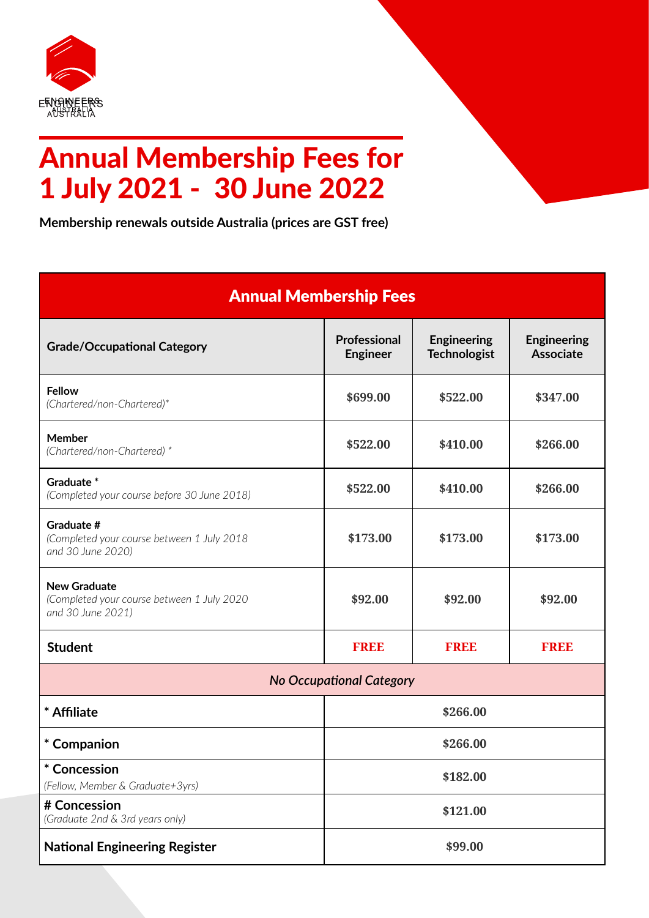ENGINEERS AUSTRALIA

# Annual Membership Fees for 1 July 2021 - 30 June 2022

**Membership renewals outside Australia (prices are GST free)**

| Annual Membership Fees | | | |
|---|---|---|---|
| **Grade/Occupational Category** | **Professional Engineer** | **Engineering Technologist** | **Engineering Associate** |
| **Fellow** *(Chartered/non-Chartered)** | $699.00 | $522.00 | $347.00 |
| **Member** *(Chartered/non-Chartered) ** | $522.00 | $410.00 | $266.00 |
| **Graduate *** *(Completed your course before 30 June 2018)* | $522.00 | $410.00 | $266.00 |
| **Graduate #** *(Completed your course between 1 July 2018 and 30 June 2020)* | $173.00 | $173.00 | $173.00 |
| **New Graduate** *(Completed your course between 1 July 2020 and 30 June 2021)* | $92.00 | $92.00 | $92.00 |
| **Student** | FREE | FREE | FREE |
| *No Occupational Category* | | | |
| *** Affiliate** | $266.00 | | |
| *** Companion** | $266.00 | | |
| *** Concession** *(Fellow, Member & Graduate+3yrs)* | $182.00 | | |
| **# Concession** *(Graduate 2nd & 3rd years only)* | $121.00 | | |
| **National Engineering Register** | $99.00 | | |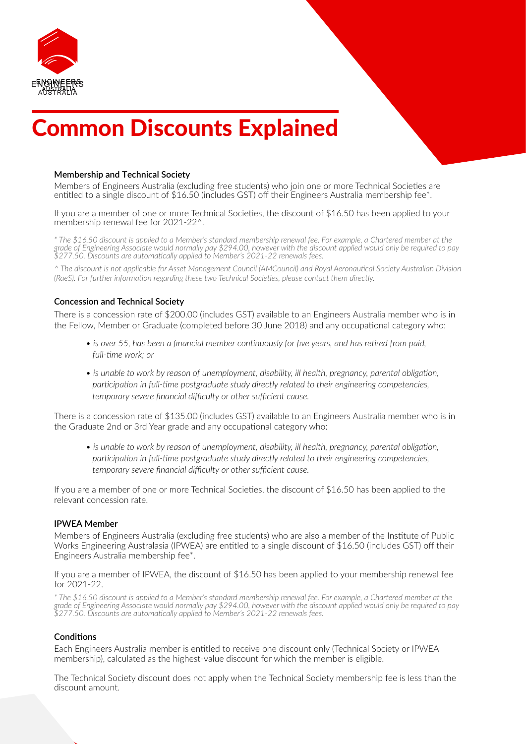# Common Discounts Explained

### Membership and Technical Society

Members of Engineers Australia (excluding free students) who join one or more Technical Societies are entitled to a single discount of $16.50 (includes GST) off their Engineers Australia membership fee*.

If you are a member of one or more Technical Societies, the discount of $16.50 has been applied to your membership renewal fee for 2021-22^.

*\* The $16.50 discount is applied to a Member's standard membership renewal fee. For example, a Chartered member at the grade of Engineering Associate would normally pay $294.00, however with the discount applied would only be required to pay $277.50. Discounts are automatically applied to Member's 2021-22 renewals fees.*

*^ The discount is not applicable for Asset Management Council (AMCouncil) and Royal Aeronautical Society Australian Division (RaeS). For further information regarding these two Technical Societies, please contact them directly.*

### Concession and Technical Society

There is a concession rate of $200.00 (includes GST) available to an Engineers Australia member who is in the Fellow, Member or Graduate (completed before 30 June 2018) and any occupational category who:

- *is over 55, has been a financial member continuously for five years, and has retired from paid, full-time work; or*
- *is unable to work by reason of unemployment, disability, ill health, pregnancy, parental obligation, participation in full-time postgraduate study directly related to their engineering competencies, temporary severe financial difficulty or other sufficient cause.*

There is a concession rate of $135.00 (includes GST) available to an Engineers Australia member who is in the Graduate 2nd or 3rd Year grade and any occupational category who:

- *is unable to work by reason of unemployment, disability, ill health, pregnancy, parental obligation, participation in full-time postgraduate study directly related to their engineering competencies, temporary severe financial difficulty or other sufficient cause.*

If you are a member of one or more Technical Societies, the discount of $16.50 has been applied to the relevant concession rate.

### IPWEA Member

Members of Engineers Australia (excluding free students) who are also a member of the Institute of Public Works Engineering Australasia (IPWEA) are entitled to a single discount of $16.50 (includes GST) off their Engineers Australia membership fee*.

If you are a member of IPWEA, the discount of $16.50 has been applied to your membership renewal fee for 2021-22.

*\* The $16.50 discount is applied to a Member's standard membership renewal fee. For example, a Chartered member at the grade of Engineering Associate would normally pay $294.00, however with the discount applied would only be required to pay $277.50. Discounts are automatically applied to Member's 2021-22 renewals fees.*

### Conditions

Each Engineers Australia member is entitled to receive one discount only (Technical Society or IPWEA membership), calculated as the highest-value discount for which the member is eligible.

The Technical Society discount does not apply when the Technical Society membership fee is less than the discount amount.